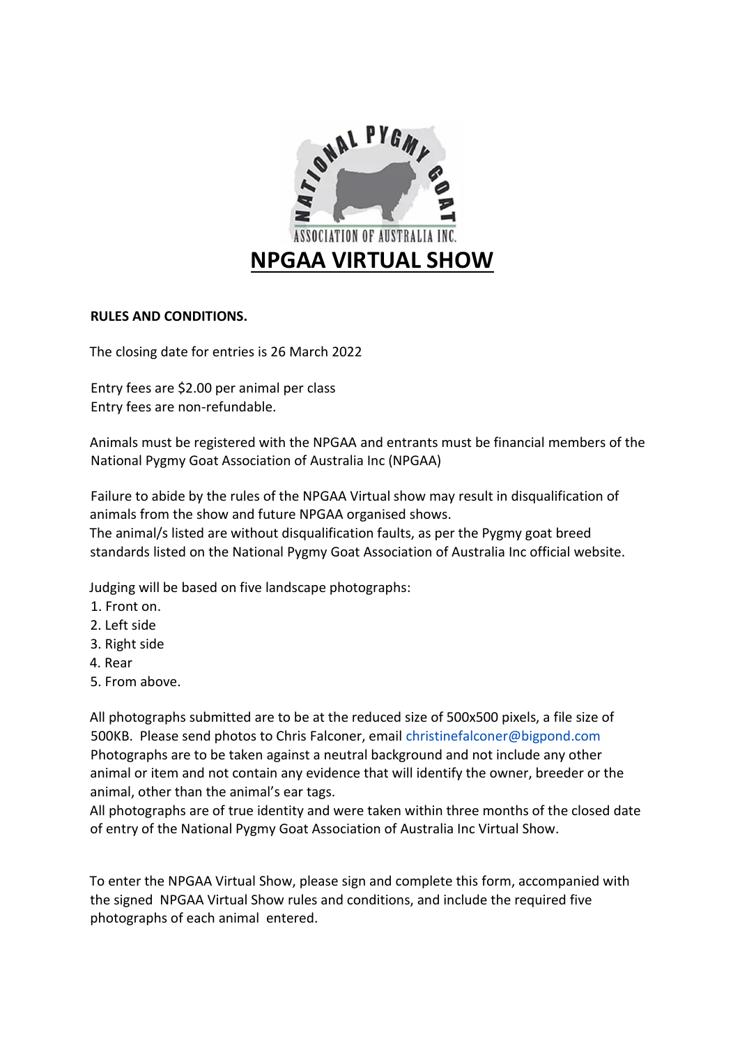NATIONAL PYGMY GOAT ASSOCIATION OF AUSTRALIA INC.

# NPGAA VIRTUAL SHOW

**RULES AND CONDITIONS.**

The closing date for entries is 26 March 2022

Entry fees are $2.00 per animal per class
Entry fees are non-refundable.

Animals must be registered with the NPGAA and entrants must be financial members of the National Pygmy Goat Association of Australia Inc (NPGAA)

Failure to abide by the rules of the NPGAA Virtual show may result in disqualification of animals from the show and future NPGAA organised shows.
The animal/s listed are without disqualification faults, as per the Pygmy goat breed standards listed on the National Pygmy Goat Association of Australia Inc official website.

Judging will be based on five landscape photographs:
1. Front on.
2. Left side
3. Right side
4. Rear
5. From above.

All photographs submitted are to be at the reduced size of 500x500 pixels, a file size of 500KB. Please send photos to Chris Falconer, email christinefalconer@bigpond.com
Photographs are to be taken against a neutral background and not include any other animal or item and not contain any evidence that will identify the owner, breeder or the animal, other than the animal's ear tags.
All photographs are of true identity and were taken within three months of the closed date of entry of the National Pygmy Goat Association of Australia Inc Virtual Show.

To enter the NPGAA Virtual Show, please sign and complete this form, accompanied with the signed NPGAA Virtual Show rules and conditions, and include the required five photographs of each animal entered.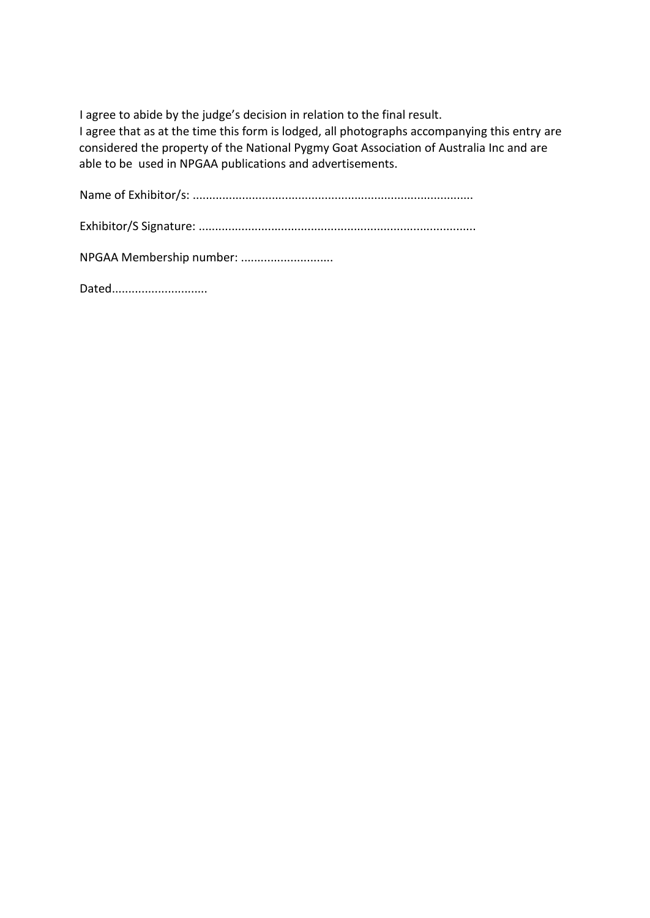I agree to abide by the judge's decision in relation to the final result.
I agree that as at the time this form is lodged, all photographs accompanying this entry are considered the property of the National Pygmy Goat Association of Australia Inc and are able to be used in NPGAA publications and advertisements.

Name of Exhibitor/s: ....................................................................................

Exhibitor/S Signature: ...................................................................................

NPGAA Membership number: ............................

Dated.............................